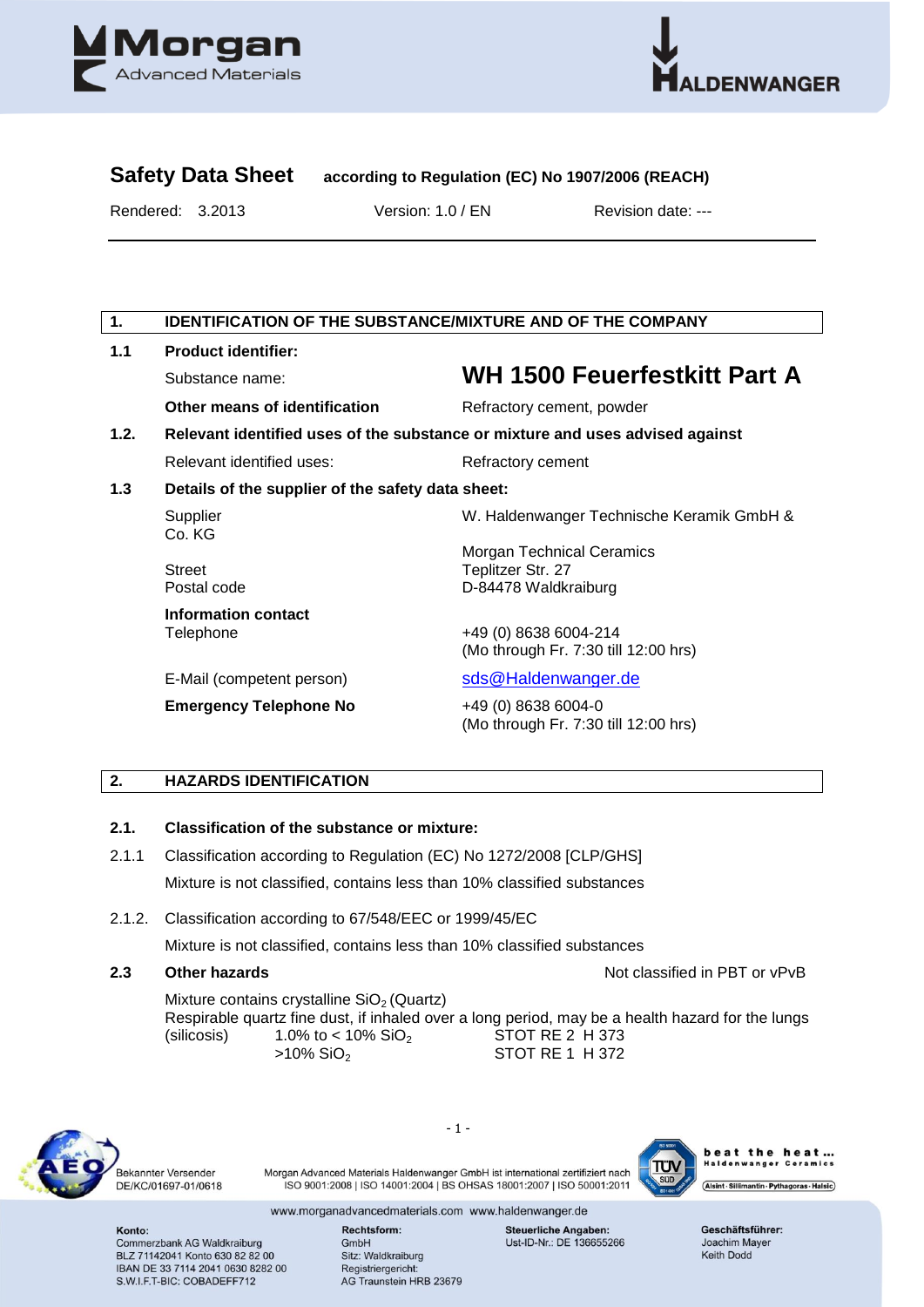# Safety Data Sheet according to Regulation (EC) No 1907/2006 (REACH)

Rendered: 3.2013 | Version: 1.0 / EN | Revision date: ---

## 1. IDENTIFICATION OF THE SUBSTANCE/MIXTURE AND OF THE COMPANY

**1.1 Product identifier:**

Substance name: **WH 1500 Feuerfestkitt Part A**

**Other means of identification** — Refractory cement, powder

**1.2. Relevant identified uses of the substance or mixture and uses advised against**

Relevant identified uses: Refractory cement

**1.3 Details of the supplier of the safety data sheet:**

| | |
|---|---|
| Supplier | W. Haldenwanger Technische Keramik GmbH & Co. KG |
| | Morgan Technical Ceramics |
| Street | Teplitzer Str. 27 |
| Postal code | D-84478 Waldkraiburg |
| **Information contact** | |
| Telephone | +49 (0) 8638 6004-214 (Mo through Fr. 7:30 till 12:00 hrs) |
| E-Mail (competent person) | sds@Haldenwanger.de |
| **Emergency Telephone No** | +49 (0) 8638 6004-0 (Mo through Fr. 7:30 till 12:00 hrs) |

## 2. HAZARDS IDENTIFICATION

**2.1. Classification of the substance or mixture:**

2.1.1 Classification according to Regulation (EC) No 1272/2008 [CLP/GHS]

Mixture is not classified, contains less than 10% classified substances

2.1.2. Classification according to 67/548/EEC or 1999/45/EC

Mixture is not classified, contains less than 10% classified substances

**2.3 Other hazards** — Not classified in PBT or vPvB

Mixture contains crystalline $SiO_2$ (Quartz)
Respirable quartz fine dust, if inhaled over a long period, may be a health hazard for the lungs (silicosis)

| | |
|---|---|
| 1.0% to < 10% $SiO_2$ | STOT RE 2 H 373 |
| >10% $SiO_2$ | STOT RE 1 H 372 |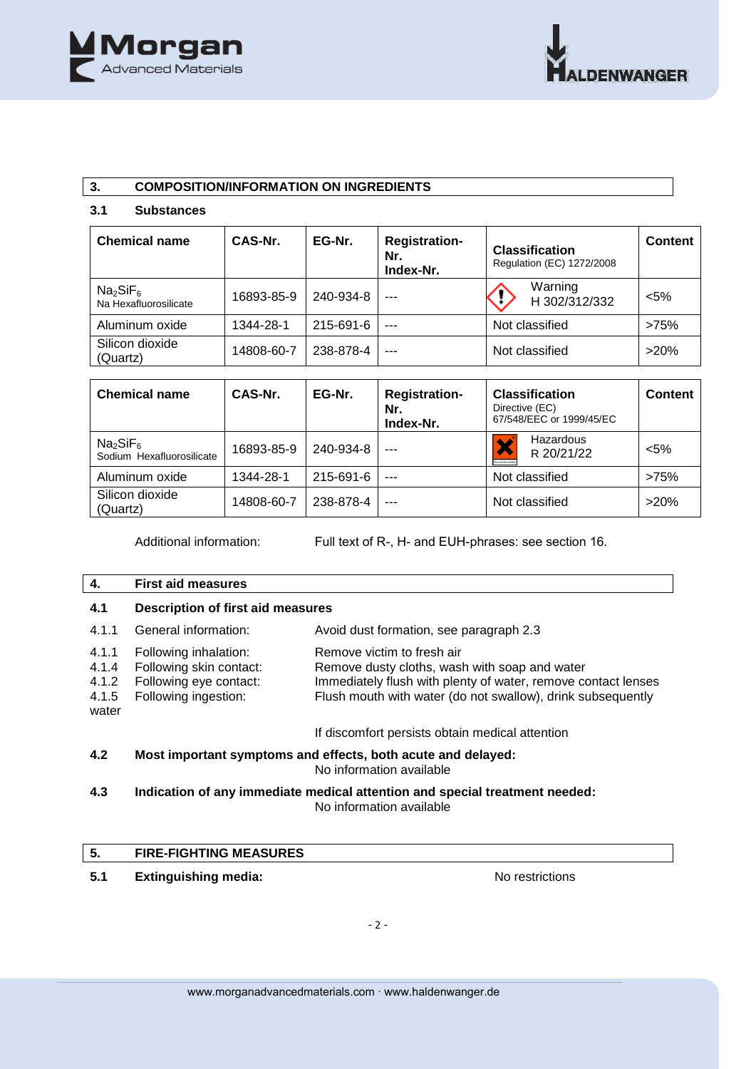## 3. COMPOSITION/INFORMATION ON INGREDIENTS

### 3.1 Substances

| Chemical name | CAS-Nr. | EG-Nr. | Registration-Nr. Index-Nr. | Classification Regulation (EC) 1272/2008 | Content |
|---|---|---|---|---|---|
| $Na_2SiF_6$ Na Hexafluorosilicate | 16893-85-9 | 240-934-8 | --- | Warning H 302/312/332 | <5% |
| Aluminum oxide | 1344-28-1 | 215-691-6 | --- | Not classified | >75% |
| Silicon dioxide (Quartz) | 14808-60-7 | 238-878-4 | --- | Not classified | >20% |

| Chemical name | CAS-Nr. | EG-Nr. | Registration-Nr. Index-Nr. | Classification Directive (EC) 67/548/EEC or 1999/45/EC | Content |
|---|---|---|---|---|---|
| $Na_2SiF_6$ Sodium Hexafluorosilicate | 16893-85-9 | 240-934-8 | --- | Hazardous R 20/21/22 | <5% |
| Aluminum oxide | 1344-28-1 | 215-691-6 | --- | Not classified | >75% |
| Silicon dioxide (Quartz) | 14808-60-7 | 238-878-4 | --- | Not classified | >20% |

Additional information: Full text of R-, H- and EUH-phrases: see section 16.

## 4. First aid measures

### 4.1 Description of first aid measures

4.1.1 General information: Avoid dust formation, see paragraph 2.3

4.1.1 Following inhalation: Remove victim to fresh air
4.1.4 Following skin contact: Remove dusty cloths, wash with soap and water
4.1.2 Following eye contact: Immediately flush with plenty of water, remove contact lenses
4.1.5 Following ingestion: Flush mouth with water (do not swallow), drink subsequently water

If discomfort persists obtain medical attention

### 4.2 Most important symptoms and effects, both acute and delayed:

No information available

### 4.3 Indication of any immediate medical attention and special treatment needed:

No information available

## 5. FIRE-FIGHTING MEASURES

**5.1 Extinguishing media:** No restrictions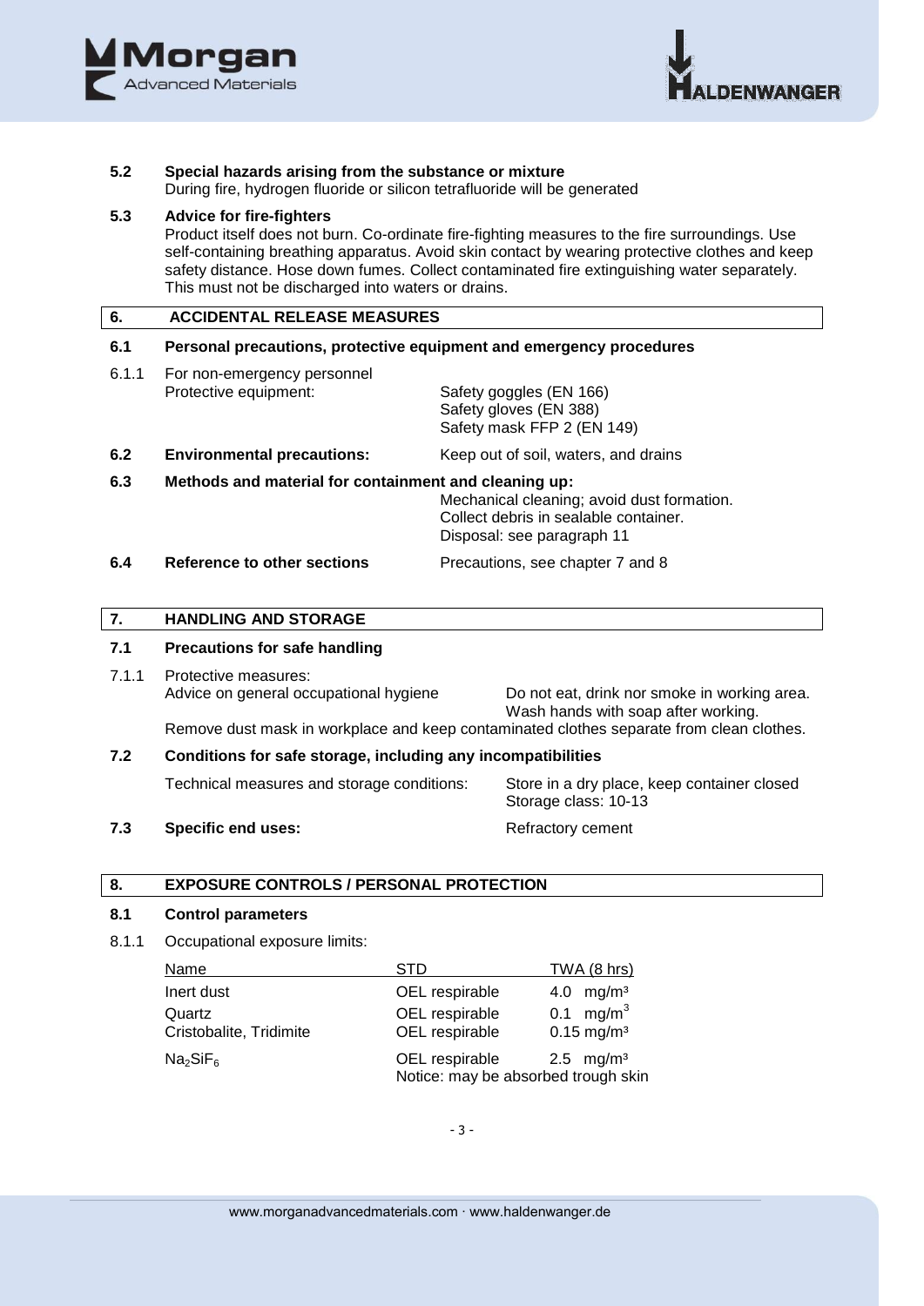### 5.2 Special hazards arising from the substance or mixture

During fire, hydrogen fluoride or silicon tetrafluoride will be generated

### 5.3 Advice for fire-fighters

Product itself does not burn. Co-ordinate fire-fighting measures to the fire surroundings. Use self-containing breathing apparatus. Avoid skin contact by wearing protective clothes and keep safety distance. Hose down fumes. Collect contaminated fire extinguishing water separately. This must not be discharged into waters or drains.

## 6. ACCIDENTAL RELEASE MEASURES

### 6.1 Personal precautions, protective equipment and emergency procedures

6.1.1 For non-emergency personnel

Protective equipment:
- Safety goggles (EN 166)
- Safety gloves (EN 388)
- Safety mask FFP 2 (EN 149)

**6.2 Environmental precautions:** Keep out of soil, waters, and drains

**6.3 Methods and material for containment and cleaning up:**

Mechanical cleaning; avoid dust formation.
Collect debris in sealable container.
Disposal: see paragraph 11

**6.4 Reference to other sections** Precautions, see chapter 7 and 8

## 7. HANDLING AND STORAGE

### 7.1 Precautions for safe handling

7.1.1 Protective measures:

Advice on general occupational hygiene: Do not eat, drink nor smoke in working area. Wash hands with soap after working.

Remove dust mask in workplace and keep contaminated clothes separate from clean clothes.

### 7.2 Conditions for safe storage, including any incompatibilities

Technical measures and storage conditions: Store in a dry place, keep container closed
Storage class: 10-13

**7.3 Specific end uses:** Refractory cement

## 8. EXPOSURE CONTROLS / PERSONAL PROTECTION

### 8.1 Control parameters

8.1.1 Occupational exposure limits:

| Name | STD | TWA (8 hrs) |
|---|---|---|
| Inert dust | OEL respirable | 4.0 mg/m³ |
| Quartz | OEL respirable | 0.1 mg/m³ |
| Cristobalite, Tridimite | OEL respirable | 0.15 mg/m³ |
| $Na_2SiF_6$ | OEL respirable | 2.5 mg/m³ |
| | Notice: may be absorbed trough skin | |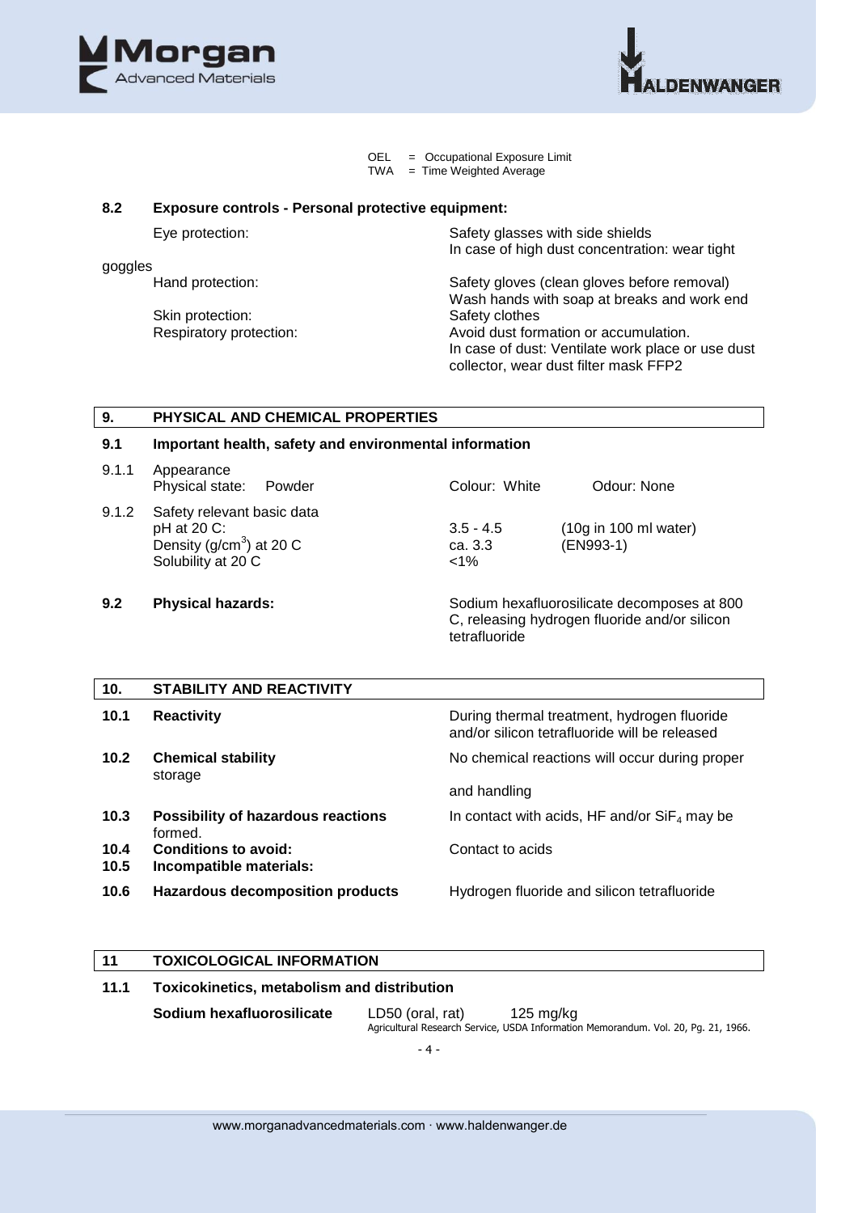OEL = Occupational Exposure Limit
TWA = Time Weighted Average

### 8.2 Exposure controls - Personal protective equipment:

| | |
|---|---|
| Eye protection: | Safety glasses with side shields<br>In case of high dust concentration: wear tight goggles |
| Hand protection: | Safety gloves (clean gloves before removal)<br>Wash hands with soap at breaks and work end |
| Skin protection: | Safety clothes |
| Respiratory protection: | Avoid dust formation or accumulation.<br>In case of dust: Ventilate work place or use dust collector, wear dust filter mask FFP2 |

## 9. PHYSICAL AND CHEMICAL PROPERTIES

### 9.1 Important health, safety and environmental information

9.1.1 Appearance

| | | |
|---|---|---|
| Physical state: Powder | Colour: White | Odour: None |

9.1.2 Safety relevant basic data

| | | |
|---|---|---|
| pH at 20 C: | 3.5 - 4.5 | (10g in 100 ml water) |
| Density ($g/cm^3$) at 20 C | ca. 3.3 | (EN993-1) |
| Solubility at 20 C | <1% | |

**9.2 Physical hazards:** Sodium hexafluorosilicate decomposes at 800 C, releasing hydrogen fluoride and/or silicon tetrafluoride

## 10. STABILITY AND REACTIVITY

| | | |
|---|---|---|
| **10.1** | **Reactivity** | During thermal treatment, hydrogen fluoride and/or silicon tetrafluoride will be released |
| **10.2** | **Chemical stability** | No chemical reactions will occur during proper storage and handling |
| **10.3** | **Possibility of hazardous reactions** | In contact with acids, HF and/or $SiF_4$ may be formed. |
| **10.4** | **Conditions to avoid:** | Contact to acids |
| **10.5** | **Incompatible materials:** | |
| **10.6** | **Hazardous decomposition products** | Hydrogen fluoride and silicon tetrafluoride |

## 11 TOXICOLOGICAL INFORMATION

### 11.1 Toxicokinetics, metabolism and distribution

**Sodium hexafluorosilicate** LD50 (oral, rat) 125 mg/kg
Agricultural Research Service, USDA Information Memorandum. Vol. 20, Pg. 21, 1966.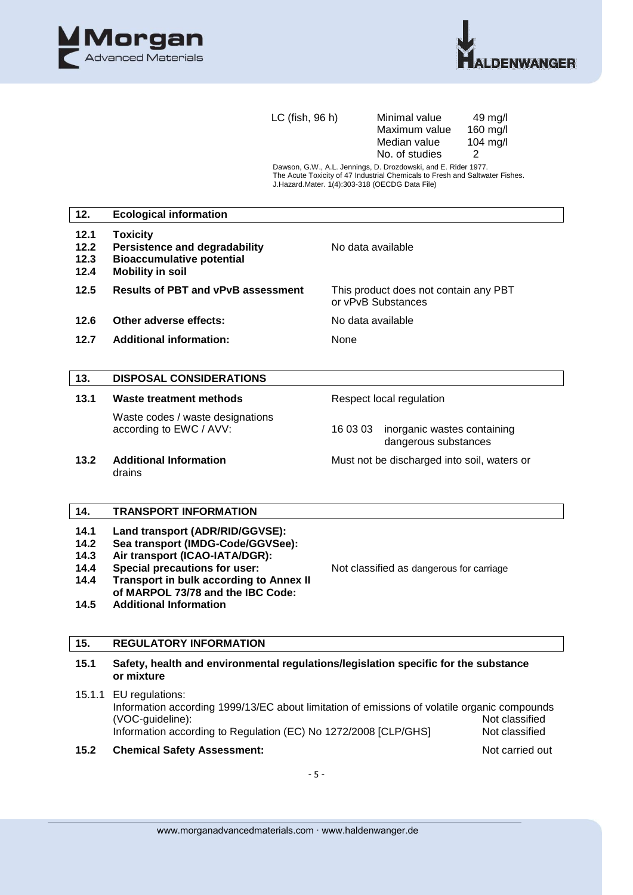| LC (fish, 96 h) | Minimal value | 49 mg/l |
|---|---|---|
| | Maximum value | 160 mg/l |
| | Median value | 104 mg/l |
| | No. of studies | 2 |

Dawson, G.W., A.L. Jennings, D. Drozdowski, and E. Rider 1977.
The Acute Toxicity of 47 Industrial Chemicals to Fresh and Saltwater Fishes.
J.Hazard.Mater. 1(4):303-318 (OECDG Data File)

## 12. Ecological information

| | | |
|---|---|---|
| **12.1** | **Toxicity** | |
| **12.2** | **Persistence and degradability** | No data available |
| **12.3** | **Bioaccumulative potential** | |
| **12.4** | **Mobility in soil** | |
| **12.5** | **Results of PBT and vPvB assessment** | This product does not contain any PBT or vPvB Substances |
| **12.6** | **Other adverse effects:** | No data available |
| **12.7** | **Additional information:** | None |

## 13. DISPOSAL CONSIDERATIONS

| | | |
|---|---|---|
| **13.1** | **Waste treatment methods** | Respect local regulation |
| | Waste codes / waste designations according to EWC / AVV: | 16 03 03 inorganic wastes containing dangerous substances |
| **13.2** | **Additional Information** | Must not be discharged into soil, waters or drains |

## 14. TRANSPORT INFORMATION

| | | |
|---|---|---|
| **14.1** | **Land transport (ADR/RID/GGVSE):** | |
| **14.2** | **Sea transport (IMDG-Code/GGVSee):** | |
| **14.3** | **Air transport (ICAO-IATA/DGR):** | |
| **14.4** | **Special precautions for user:** | Not classified as dangerous for carriage |
| **14.4** | **Transport in bulk according to Annex II of MARPOL 73/78 and the IBC Code:** | |
| **14.5** | **Additional Information** | |

## 15. REGULATORY INFORMATION

**15.1 Safety, health and environmental regulations/legislation specific for the substance or mixture**

15.1.1 EU regulations:

| | |
|---|---|
| Information according 1999/13/EC about limitation of emissions of volatile organic compounds (VOC-guideline): | Not classified |
| Information according to Regulation (EC) No 1272/2008 [CLP/GHS] | Not classified |

**15.2 Chemical Safety Assessment:** Not carried out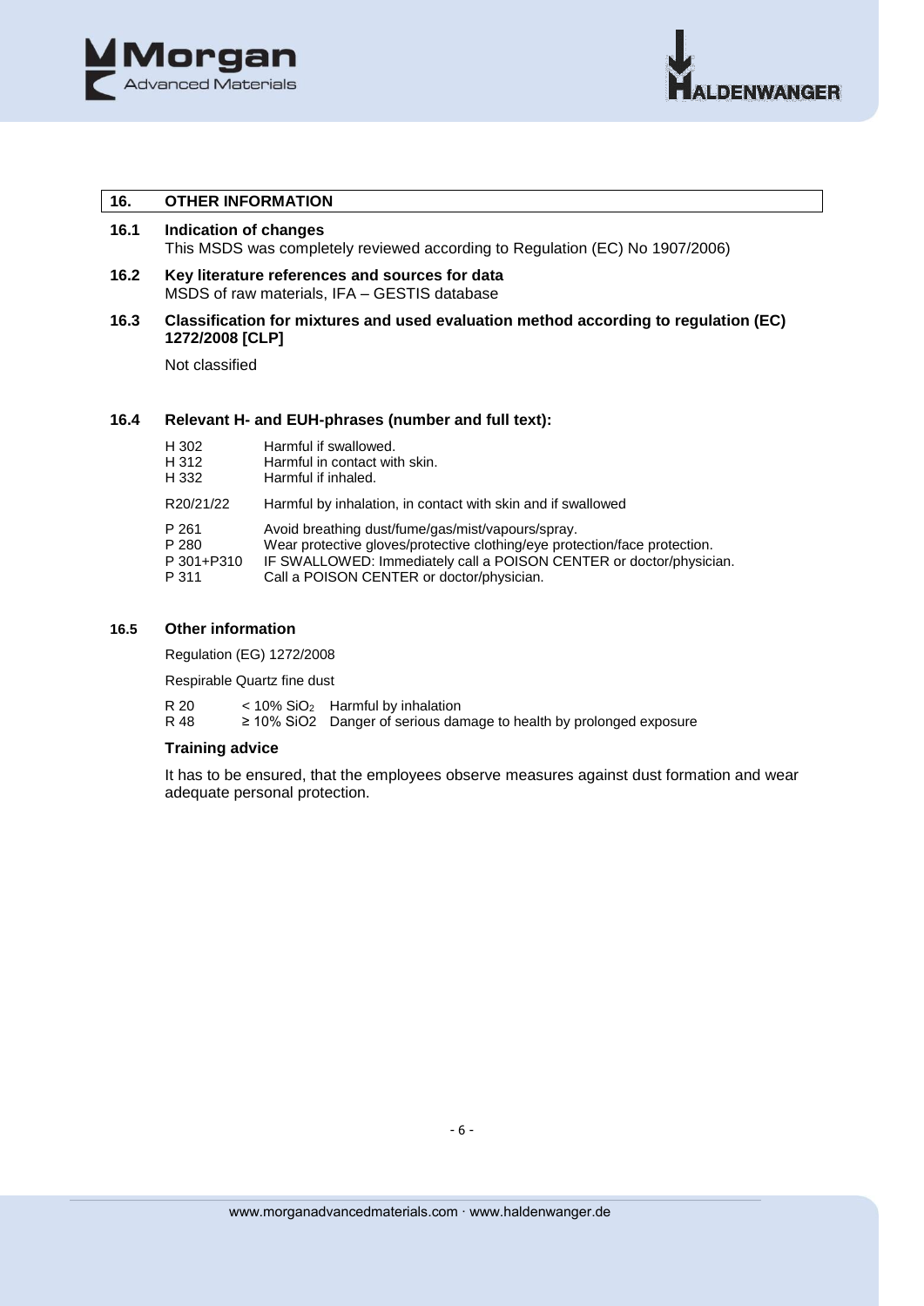## 16. OTHER INFORMATION

### 16.1 Indication of changes

This MSDS was completely reviewed according to Regulation (EC) No 1907/2006)

### 16.2 Key literature references and sources for data

MSDS of raw materials, IFA – GESTIS database

### 16.3 Classification for mixtures and used evaluation method according to regulation (EC) 1272/2008 [CLP]

Not classified

### 16.4 Relevant H- and EUH-phrases (number and full text):

| | |
|---|---|
| H 302 | Harmful if swallowed. |
| H 312 | Harmful in contact with skin. |
| H 332 | Harmful if inhaled. |
| R20/21/22 | Harmful by inhalation, in contact with skin and if swallowed |
| P 261 | Avoid breathing dust/fume/gas/mist/vapours/spray. |
| P 280 | Wear protective gloves/protective clothing/eye protection/face protection. |
| P 301+P310 | IF SWALLOWED: Immediately call a POISON CENTER or doctor/physician. |
| P 311 | Call a POISON CENTER or doctor/physician. |

### 16.5 Other information

Regulation (EG) 1272/2008

Respirable Quartz fine dust

| | | |
|---|---|---|
| R 20 | < 10% $SiO_2$ | Harmful by inhalation |
| R 48 | ≥ 10% SiO2 | Danger of serious damage to health by prolonged exposure |

**Training advice**

It has to be ensured, that the employees observe measures against dust formation and wear adequate personal protection.